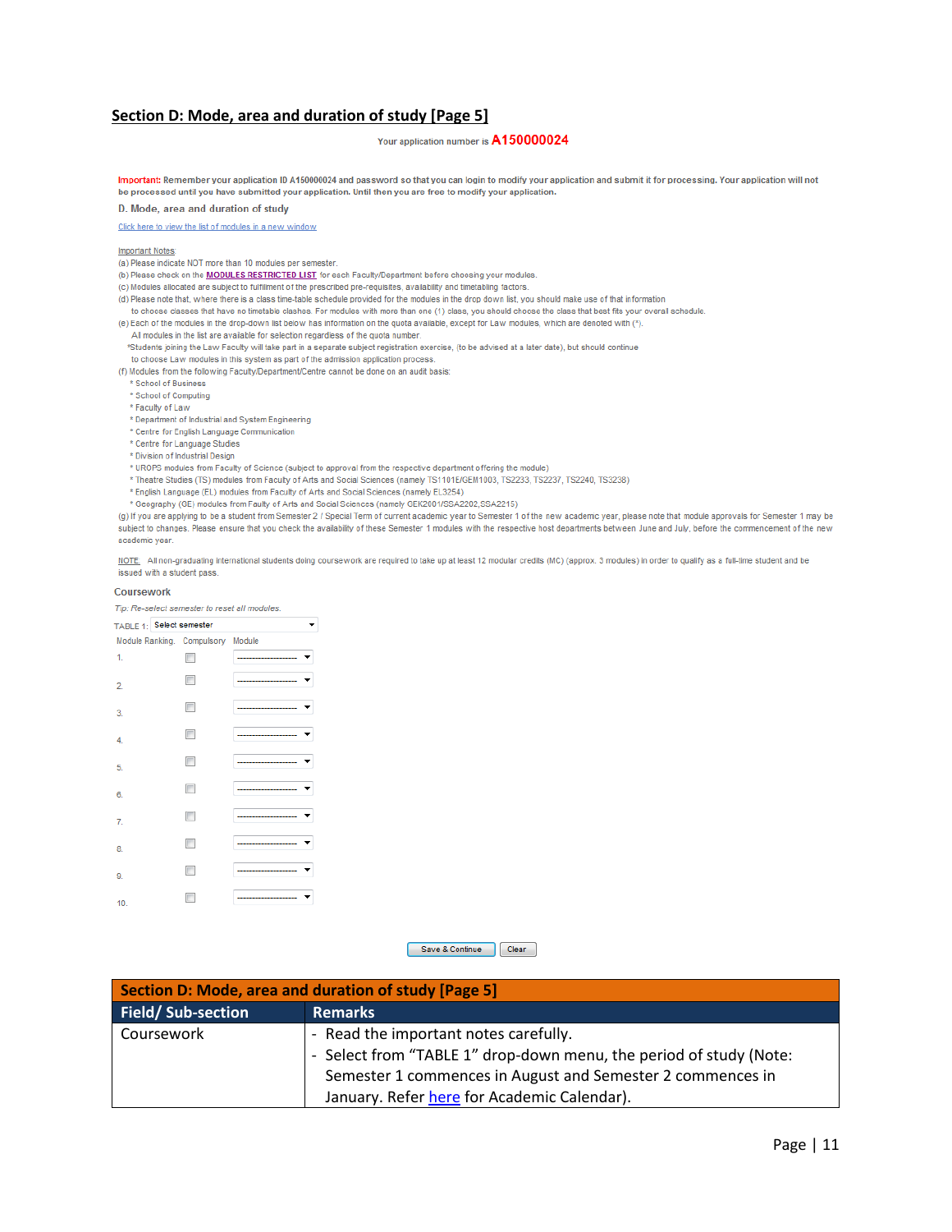## Section D: Mode, area and duration of study [Page 5]

Your application number is **A150000024**

**Important:** Remember your application ID A150000024 and password so that you can login to modify your application and submit it for processing. Your application will not be processed until you have submitted your application. Until then you are free to modify your application.

D. Mode, area and duration of study

Click here to view the list of modules in a new window

Important Notes:

(a) Please indicate NOT more than 10 modules per semester.

(b) Please check on the **MODULES RESTRICTED LIST** for each Faculty/Department before choosing your modules.

(c) Modules allocated are subject to fulfilment of the prescribed pre-requisites, availability and timetabling factors.

(d) Please note that, where there is a class time-table schedule provided for the modules in the drop down list, you should make use of that information to choose classes that have no timetable clashes. For modules with more than one (1) class, you should choose the class that best fits your overall schedule.

(e) Each of the modules in the drop-down list below has information on the quota available, except for Law modules, which are denoted with (*). All modules in the list are available for selection regardless of the quota number.
*Students joining the Law Faculty will take part in a separate subject registration exercise, (to be advised at a later date), but should continue to choose Law modules in this system as part of the admission application process.

(f) Modules from the following Faculty/Department/Centre cannot be done on an audit basis:
* School of Business
* School of Computing
* Faculty of Law
* Department of Industrial and System Engineering
* Centre for English Language Communication
* Centre for Language Studies
* Division of Industrial Design
* UROPS modules from Faculty of Science (subject to approval from the respective department offering the module)
* Theatre Studies (TS) modules from Faculty of Arts and Social Sciences (namely TS1101E/GEM1003, TS2233, TS2237, TS2240, TS3238)
* English Language (EL) modules from Faculty of Arts and Social Sciences (namely EL3254)
* Geography (GE) modules from Faulty of Arts and Social Sciences (namely GEK2001/SSA2202,SSA2215)

(g) If you are applying to be a student from Semester 2 / Special Term of current academic year to Semester 1 of the new academic year, please note that module approvals for Semester 1 may be subject to changes. Please ensure that you check the availability of these Semester 1 modules with the respective host departments between June and July, before the commencement of the new academic year.

NOTE All non-graduating international students doing coursework are required to take up at least 12 modular credits (MC) (approx. 3 modules) in order to qualify as a full-time student and be issued with a student pass.

Coursework

*Tip: Re-select semester to reset all modules.*

TABLE 1: Select semester

| Module Ranking | Compulsory | Module |
|---|---|---|
| 1. | ☐ | ------------------ |
| 2. | ☐ | ------------------ |
| 3. | ☐ | ------------------ |
| 4. | ☐ | ------------------ |
| 5. | ☐ | ------------------ |
| 6. | ☐ | ------------------ |
| 7. | ☐ | ------------------ |
| 8. | ☐ | ------------------ |
| 9. | ☐ | ------------------ |
| 10. | ☐ | ------------------ |

Save & Continue | Clear

| Section D: Mode, area and duration of study [Page 5] | |
|---|---|
| **Field/ Sub-section** | **Remarks** |
| Coursework | - Read the important notes carefully.<br>- Select from "TABLE 1" drop-down menu, the period of study (Note: Semester 1 commences in August and Semester 2 commences in January. Refer here for Academic Calendar). |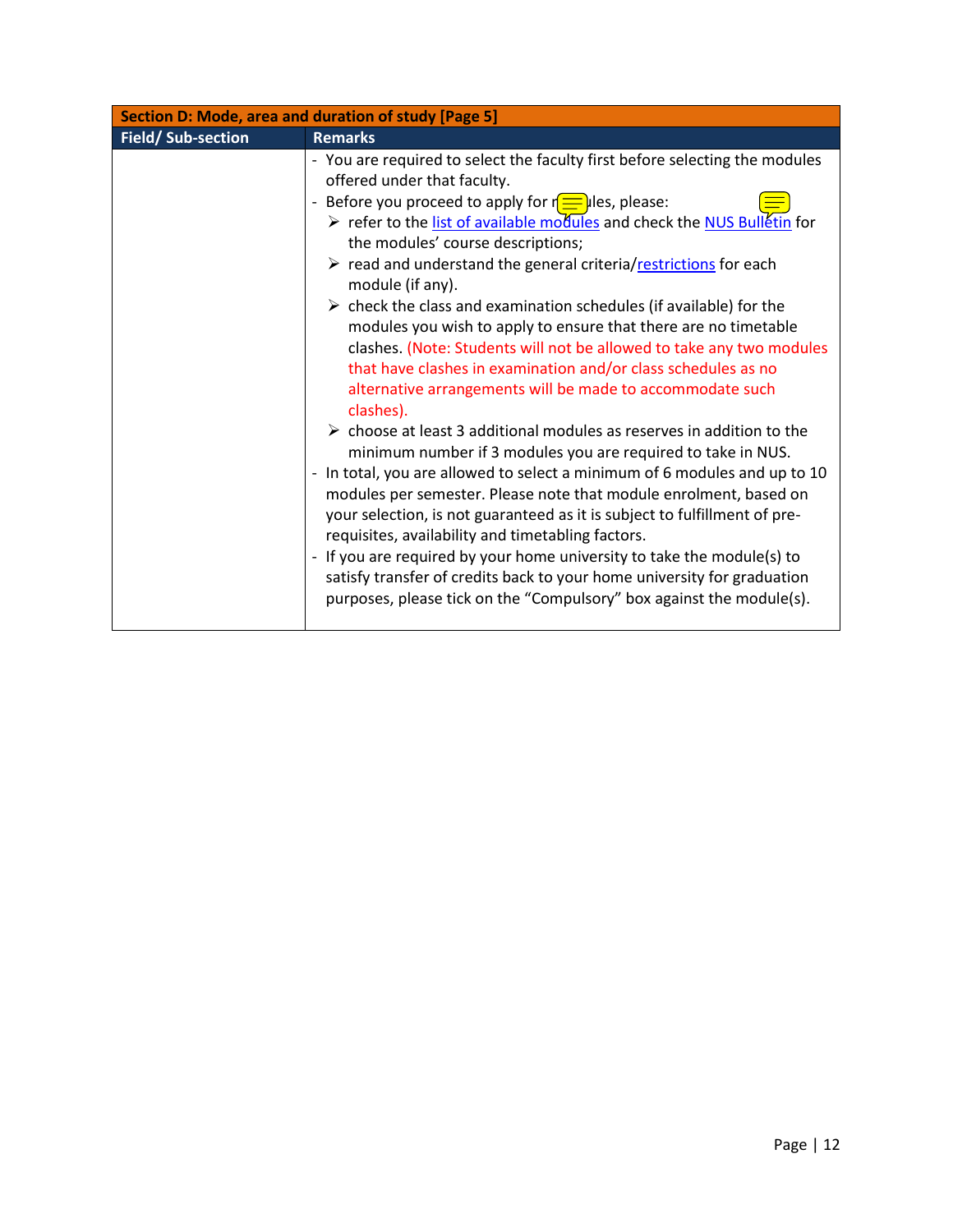| Section D: Mode, area and duration of study [Page 5] | |
|---|---|
| **Field/ Sub-section** | **Remarks** |
| | - You are required to select the faculty first before selecting the modules offered under that faculty.<br>- Before you proceed to apply for modules, please:<br>➢ refer to the list of available modules and check the NUS Bulletin for the modules' course descriptions;<br>➢ read and understand the general criteria/restrictions for each module (if any).<br>➢ check the class and examination schedules (if available) for the modules you wish to apply to ensure that there are no timetable clashes. (Note: Students will not be allowed to take any two modules that have clashes in examination and/or class schedules as no alternative arrangements will be made to accommodate such clashes).<br>➢ choose at least 3 additional modules as reserves in addition to the minimum number if 3 modules you are required to take in NUS.<br>- In total, you are allowed to select a minimum of 6 modules and up to 10 modules per semester. Please note that module enrolment, based on your selection, is not guaranteed as it is subject to fulfillment of pre-requisites, availability and timetabling factors.<br>- If you are required by your home university to take the module(s) to satisfy transfer of credits back to your home university for graduation purposes, please tick on the "Compulsory" box against the module(s). |